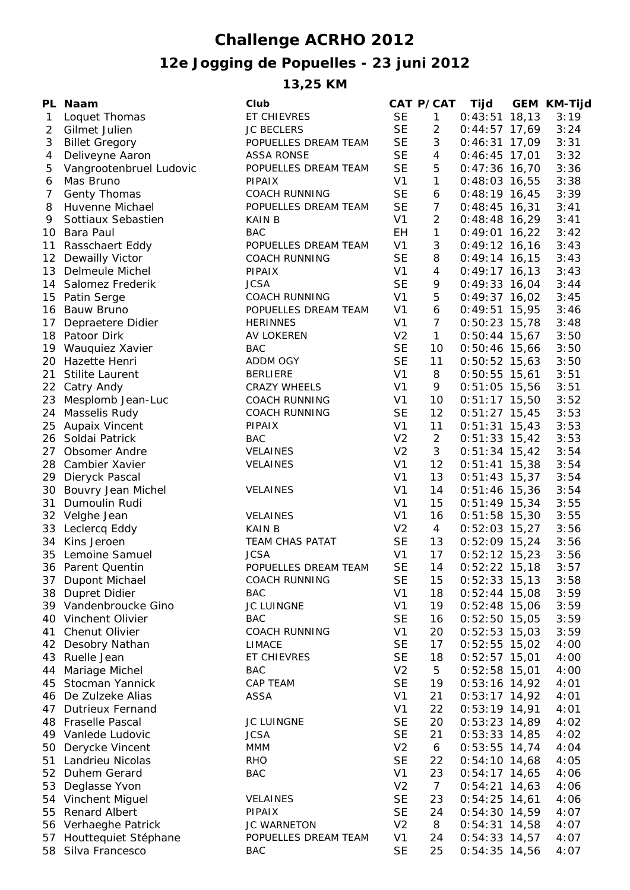# Challenge ACRHO 2012

## 12e Jogging de Popuelles - 23 juni 2012

### 13,25 KM

| PL | Naam | Club | CAT | P/CAT | Tijd | GEM | KM-Tijd |
|---|---|---|---|---|---|---|---|
| 1 | Loquet Thomas | ET CHIEVRES | SE | 1 | 0:43:51 | 18,13 | 3:19 |
| 2 | Gilmet Julien | JC BECLERS | SE | 2 | 0:44:57 | 17,69 | 3:24 |
| 3 | Billet Gregory | POPUELLES DREAM TEAM | SE | 3 | 0:46:31 | 17,09 | 3:31 |
| 4 | Deliveyne Aaron | ASSA RONSE | SE | 4 | 0:46:45 | 17,01 | 3:32 |
| 5 | Vangrootenbruel Ludovic | POPUELLES DREAM TEAM | SE | 5 | 0:47:36 | 16,70 | 3:36 |
| 6 | Mas Bruno | PIPAIX | V1 | 1 | 0:48:03 | 16,55 | 3:38 |
| 7 | Genty Thomas | COACH RUNNING | SE | 6 | 0:48:19 | 16,45 | 3:39 |
| 8 | Huvenne Michael | POPUELLES DREAM TEAM | SE | 7 | 0:48:45 | 16,31 | 3:41 |
| 9 | Sottiaux Sebastien | KAIN B | V1 | 2 | 0:48:48 | 16,29 | 3:41 |
| 10 | Bara Paul | BAC | EH | 1 | 0:49:01 | 16,22 | 3:42 |
| 11 | Rasschaert Eddy | POPUELLES DREAM TEAM | V1 | 3 | 0:49:12 | 16,16 | 3:43 |
| 12 | Dewailly Victor | COACH RUNNING | SE | 8 | 0:49:14 | 16,15 | 3:43 |
| 13 | Delmeule Michel | PIPAIX | V1 | 4 | 0:49:17 | 16,13 | 3:43 |
| 14 | Salomez Frederik | JCSA | SE | 9 | 0:49:33 | 16,04 | 3:44 |
| 15 | Patin Serge | COACH RUNNING | V1 | 5 | 0:49:37 | 16,02 | 3:45 |
| 16 | Bauw Bruno | POPUELLES DREAM TEAM | V1 | 6 | 0:49:51 | 15,95 | 3:46 |
| 17 | Depraetere Didier | HERINNES | V1 | 7 | 0:50:23 | 15,78 | 3:48 |
| 18 | Patoor Dirk | AV LOKEREN | V2 | 1 | 0:50:44 | 15,67 | 3:50 |
| 19 | Wauquiez Xavier | BAC | SE | 10 | 0:50:46 | 15,66 | 3:50 |
| 20 | Hazette Henri | ADDM OGY | SE | 11 | 0:50:52 | 15,63 | 3:50 |
| 21 | Stilite Laurent | BERLIERE | V1 | 8 | 0:50:55 | 15,61 | 3:51 |
| 22 | Catry Andy | CRAZY WHEELS | V1 | 9 | 0:51:05 | 15,56 | 3:51 |
| 23 | Mesplomb Jean-Luc | COACH RUNNING | V1 | 10 | 0:51:17 | 15,50 | 3:52 |
| 24 | Masselis Rudy | COACH RUNNING | SE | 12 | 0:51:27 | 15,45 | 3:53 |
| 25 | Aupaix Vincent | PIPAIX | V1 | 11 | 0:51:31 | 15,43 | 3:53 |
| 26 | Soldai Patrick | BAC | V2 | 2 | 0:51:33 | 15,42 | 3:53 |
| 27 | Obsomer Andre | VELAINES | V2 | 3 | 0:51:34 | 15,42 | 3:54 |
| 28 | Cambier Xavier | VELAINES | V1 | 12 | 0:51:41 | 15,38 | 3:54 |
| 29 | Dieryck Pascal | | V1 | 13 | 0:51:43 | 15,37 | 3:54 |
| 30 | Bouvry Jean Michel | VELAINES | V1 | 14 | 0:51:46 | 15,36 | 3:54 |
| 31 | Dumoulin Rudi | | V1 | 15 | 0:51:49 | 15,34 | 3:55 |
| 32 | Velghe Jean | VELAINES | V1 | 16 | 0:51:58 | 15,30 | 3:55 |
| 33 | Leclercq Eddy | KAIN B | V2 | 4 | 0:52:03 | 15,27 | 3:56 |
| 34 | Kins Jeroen | TEAM CHAS PATAT | SE | 13 | 0:52:09 | 15,24 | 3:56 |
| 35 | Lemoine Samuel | JCSA | V1 | 17 | 0:52:12 | 15,23 | 3:56 |
| 36 | Parent Quentin | POPUELLES DREAM TEAM | SE | 14 | 0:52:22 | 15,18 | 3:57 |
| 37 | Dupont Michael | COACH RUNNING | SE | 15 | 0:52:33 | 15,13 | 3:58 |
| 38 | Dupret Didier | BAC | V1 | 18 | 0:52:44 | 15,08 | 3:59 |
| 39 | Vandenbroucke Gino | JC LUINGNE | V1 | 19 | 0:52:48 | 15,06 | 3:59 |
| 40 | Vinchent Olivier | BAC | SE | 16 | 0:52:50 | 15,05 | 3:59 |
| 41 | Chenut Olivier | COACH RUNNING | V1 | 20 | 0:52:53 | 15,03 | 3:59 |
| 42 | Desobry Nathan | LIMACE | SE | 17 | 0:52:55 | 15,02 | 4:00 |
| 43 | Ruelle Jean | ET CHIEVRES | SE | 18 | 0:52:57 | 15,01 | 4:00 |
| 44 | Mariage Michel | BAC | V2 | 5 | 0:52:58 | 15,01 | 4:00 |
| 45 | Stocman Yannick | CAP TEAM | SE | 19 | 0:53:16 | 14,92 | 4:01 |
| 46 | De Zulzeke Alias | ASSA | V1 | 21 | 0:53:17 | 14,92 | 4:01 |
| 47 | Dutrieux Fernand | | V1 | 22 | 0:53:19 | 14,91 | 4:01 |
| 48 | Fraselle Pascal | JC LUINGNE | SE | 20 | 0:53:23 | 14,89 | 4:02 |
| 49 | Vanlede Ludovic | JCSA | SE | 21 | 0:53:33 | 14,85 | 4:02 |
| 50 | Derycke Vincent | MMM | V2 | 6 | 0:53:55 | 14,74 | 4:04 |
| 51 | Landrieu Nicolas | RHO | SE | 22 | 0:54:10 | 14,68 | 4:05 |
| 52 | Duhem Gerard | BAC | V1 | 23 | 0:54:17 | 14,65 | 4:06 |
| 53 | Deglasse Yvon | | V2 | 7 | 0:54:21 | 14,63 | 4:06 |
| 54 | Vinchent Miguel | VELAINES | SE | 23 | 0:54:25 | 14,61 | 4:06 |
| 55 | Renard Albert | PIPAIX | SE | 24 | 0:54:30 | 14,59 | 4:07 |
| 56 | Verhaeghe Patrick | JC WARNETON | V2 | 8 | 0:54:31 | 14,58 | 4:07 |
| 57 | Houttequiet Stéphane | POPUELLES DREAM TEAM | V1 | 24 | 0:54:33 | 14,57 | 4:07 |
| 58 | Silva Francesco | BAC | SE | 25 | 0:54:35 | 14,56 | 4:07 |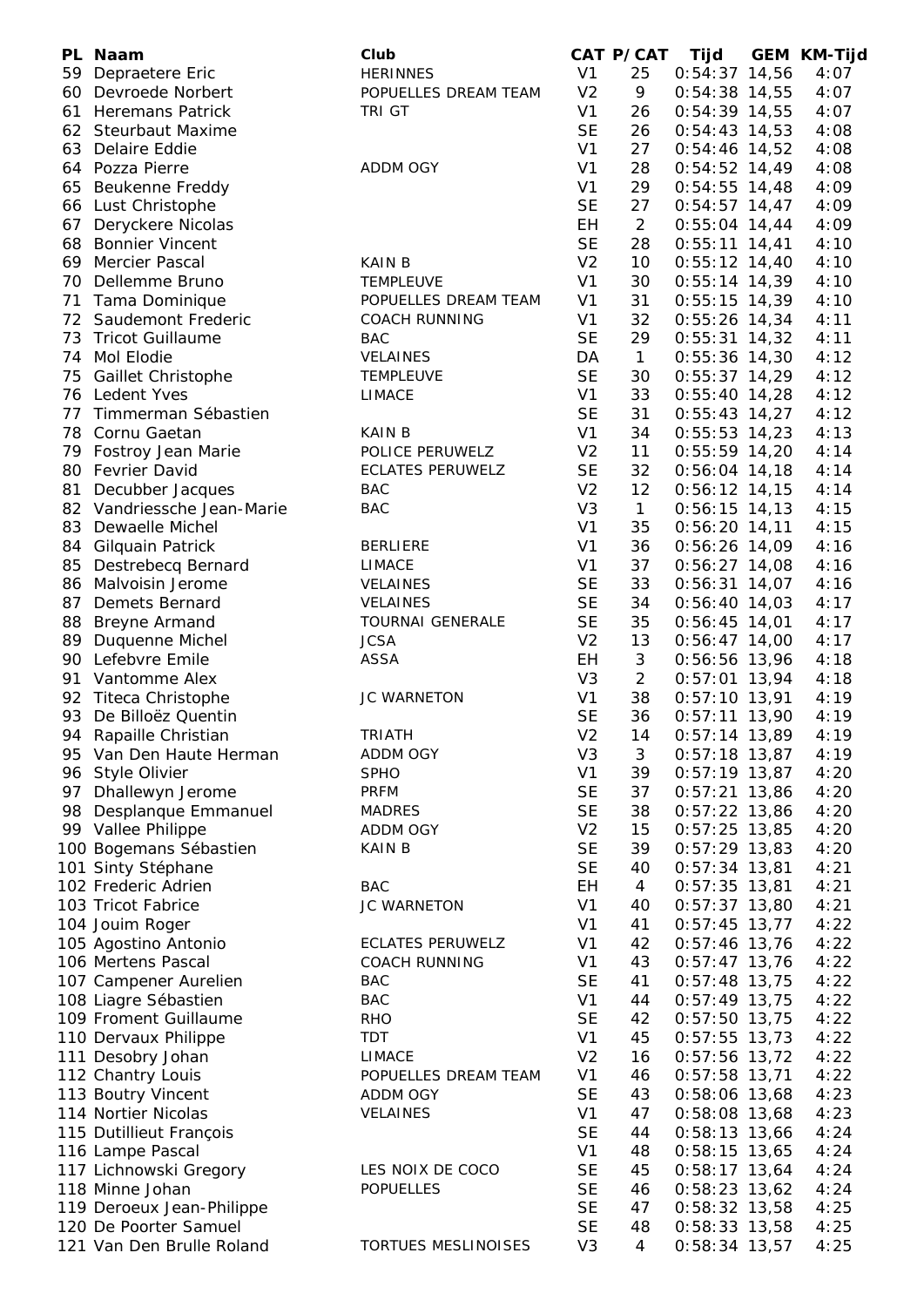| PL | Naam | Club | CAT | P/CAT | Tijd | GEM | KM-Tijd |
|---|---|---|---|---|---|---|---|
| 59 | Depraetere Eric | HERINNES | V1 | 25 | 0:54:37 | 14,56 | 4:07 |
| 60 | Devroede Norbert | POPUELLES DREAM TEAM | V2 | 9 | 0:54:38 | 14,55 | 4:07 |
| 61 | Heremans Patrick | TRI GT | V1 | 26 | 0:54:39 | 14,55 | 4:07 |
| 62 | Steurbaut Maxime | | SE | 26 | 0:54:43 | 14,53 | 4:08 |
| 63 | Delaire Eddie | | V1 | 27 | 0:54:46 | 14,52 | 4:08 |
| 64 | Pozza Pierre | ADDM OGY | V1 | 28 | 0:54:52 | 14,49 | 4:08 |
| 65 | Beukenne Freddy | | V1 | 29 | 0:54:55 | 14,48 | 4:09 |
| 66 | Lust Christophe | | SE | 27 | 0:54:57 | 14,47 | 4:09 |
| 67 | Deryckere Nicolas | | EH | 2 | 0:55:04 | 14,44 | 4:09 |
| 68 | Bonnier Vincent | | SE | 28 | 0:55:11 | 14,41 | 4:10 |
| 69 | Mercier Pascal | KAIN B | V2 | 10 | 0:55:12 | 14,40 | 4:10 |
| 70 | Dellemme Bruno | TEMPLEUVE | V1 | 30 | 0:55:14 | 14,39 | 4:10 |
| 71 | Tama Dominique | POPUELLES DREAM TEAM | V1 | 31 | 0:55:15 | 14,39 | 4:10 |
| 72 | Saudemont Frederic | COACH RUNNING | V1 | 32 | 0:55:26 | 14,34 | 4:11 |
| 73 | Tricot Guillaume | BAC | SE | 29 | 0:55:31 | 14,32 | 4:11 |
| 74 | Mol Elodie | VELAINES | DA | 1 | 0:55:36 | 14,30 | 4:12 |
| 75 | Gaillet Christophe | TEMPLEUVE | SE | 30 | 0:55:37 | 14,29 | 4:12 |
| 76 | Ledent Yves | LIMACE | V1 | 33 | 0:55:40 | 14,28 | 4:12 |
| 77 | Timmerman Sébastien | | SE | 31 | 0:55:43 | 14,27 | 4:12 |
| 78 | Cornu Gaetan | KAIN B | V1 | 34 | 0:55:53 | 14,23 | 4:13 |
| 79 | Fostroy Jean Marie | POLICE PERUWELZ | V2 | 11 | 0:55:59 | 14,20 | 4:14 |
| 80 | Fevrier David | ECLATES PERUWELZ | SE | 32 | 0:56:04 | 14,18 | 4:14 |
| 81 | Decubber Jacques | BAC | V2 | 12 | 0:56:12 | 14,15 | 4:14 |
| 82 | Vandriessche Jean-Marie | BAC | V3 | 1 | 0:56:15 | 14,13 | 4:15 |
| 83 | Dewaelle Michel | | V1 | 35 | 0:56:20 | 14,11 | 4:15 |
| 84 | Gilquain Patrick | BERLIERE | V1 | 36 | 0:56:26 | 14,09 | 4:16 |
| 85 | Destrebecq Bernard | LIMACE | V1 | 37 | 0:56:27 | 14,08 | 4:16 |
| 86 | Malvoisin Jerome | VELAINES | SE | 33 | 0:56:31 | 14,07 | 4:16 |
| 87 | Demets Bernard | VELAINES | SE | 34 | 0:56:40 | 14,03 | 4:17 |
| 88 | Breyne Armand | TOURNAI GENERALE | SE | 35 | 0:56:45 | 14,01 | 4:17 |
| 89 | Duquenne Michel | JCSA | V2 | 13 | 0:56:47 | 14,00 | 4:17 |
| 90 | Lefebvre Emile | ASSA | EH | 3 | 0:56:56 | 13,96 | 4:18 |
| 91 | Vantomme Alex | | V3 | 2 | 0:57:01 | 13,94 | 4:18 |
| 92 | Titeca Christophe | JC WARNETON | V1 | 38 | 0:57:10 | 13,91 | 4:19 |
| 93 | De Billoëz Quentin | | SE | 36 | 0:57:11 | 13,90 | 4:19 |
| 94 | Rapaille Christian | TRIATH | V2 | 14 | 0:57:14 | 13,89 | 4:19 |
| 95 | Van Den Haute Herman | ADDM OGY | V3 | 3 | 0:57:18 | 13,87 | 4:19 |
| 96 | Style Olivier | SPHO | V1 | 39 | 0:57:19 | 13,87 | 4:20 |
| 97 | Dhallewyn Jerome | PRFM | SE | 37 | 0:57:21 | 13,86 | 4:20 |
| 98 | Desplanque Emmanuel | MADRES | SE | 38 | 0:57:22 | 13,86 | 4:20 |
| 99 | Vallee Philippe | ADDM OGY | V2 | 15 | 0:57:25 | 13,85 | 4:20 |
| 100 | Bogemans Sébastien | KAIN B | SE | 39 | 0:57:29 | 13,83 | 4:20 |
| 101 | Sinty Stéphane | | SE | 40 | 0:57:34 | 13,81 | 4:21 |
| 102 | Frederic Adrien | BAC | EH | 4 | 0:57:35 | 13,81 | 4:21 |
| 103 | Tricot Fabrice | JC WARNETON | V1 | 40 | 0:57:37 | 13,80 | 4:21 |
| 104 | Jouim Roger | | V1 | 41 | 0:57:45 | 13,77 | 4:22 |
| 105 | Agostino Antonio | ECLATES PERUWELZ | V1 | 42 | 0:57:46 | 13,76 | 4:22 |
| 106 | Mertens Pascal | COACH RUNNING | V1 | 43 | 0:57:47 | 13,76 | 4:22 |
| 107 | Campener Aurelien | BAC | SE | 41 | 0:57:48 | 13,75 | 4:22 |
| 108 | Liagre Sébastien | BAC | V1 | 44 | 0:57:49 | 13,75 | 4:22 |
| 109 | Froment Guillaume | RHO | SE | 42 | 0:57:50 | 13,75 | 4:22 |
| 110 | Dervaux Philippe | TDT | V1 | 45 | 0:57:55 | 13,73 | 4:22 |
| 111 | Desobry Johan | LIMACE | V2 | 16 | 0:57:56 | 13,72 | 4:22 |
| 112 | Chantry Louis | POPUELLES DREAM TEAM | V1 | 46 | 0:57:58 | 13,71 | 4:22 |
| 113 | Boutry Vincent | ADDM OGY | SE | 43 | 0:58:06 | 13,68 | 4:23 |
| 114 | Nortier Nicolas | VELAINES | V1 | 47 | 0:58:08 | 13,68 | 4:23 |
| 115 | Dutillieut François | | SE | 44 | 0:58:13 | 13,66 | 4:24 |
| 116 | Lampe Pascal | | V1 | 48 | 0:58:15 | 13,65 | 4:24 |
| 117 | Lichnowski Gregory | LES NOIX DE COCO | SE | 45 | 0:58:17 | 13,64 | 4:24 |
| 118 | Minne Johan | POPUELLES | SE | 46 | 0:58:23 | 13,62 | 4:24 |
| 119 | Deroeux Jean-Philippe | | SE | 47 | 0:58:32 | 13,58 | 4:25 |
| 120 | De Poorter Samuel | | SE | 48 | 0:58:33 | 13,58 | 4:25 |
| 121 | Van Den Brulle Roland | TORTUES MESLINOISES | V3 | 4 | 0:58:34 | 13,57 | 4:25 |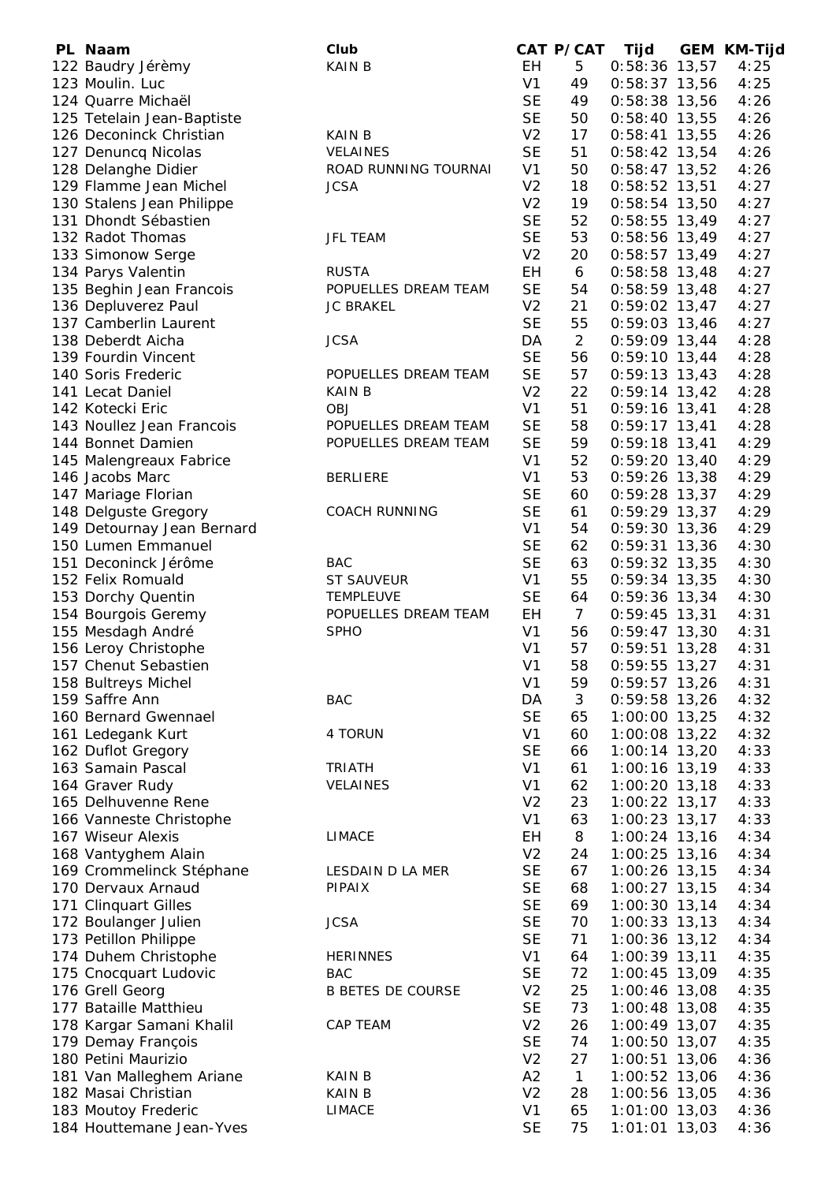| PL | Naam | Club | CAT | P/CAT | Tijd | GEM | KM-Tijd |
|---|---|---|---|---|---|---|---|
| 122 | Baudry Jérèmy | KAIN B | EH | 5 | 0:58:36 | 13,57 | 4:25 |
| 123 | Moulin. Luc | | V1 | 49 | 0:58:37 | 13,56 | 4:25 |
| 124 | Quarre Michaël | | SE | 49 | 0:58:38 | 13,56 | 4:26 |
| 125 | Tetelain Jean-Baptiste | | SE | 50 | 0:58:40 | 13,55 | 4:26 |
| 126 | Deconinck Christian | KAIN B | V2 | 17 | 0:58:41 | 13,55 | 4:26 |
| 127 | Denuncq Nicolas | VELAINES | SE | 51 | 0:58:42 | 13,54 | 4:26 |
| 128 | Delanghe Didier | ROAD RUNNING TOURNAI | V1 | 50 | 0:58:47 | 13,52 | 4:26 |
| 129 | Flamme Jean Michel | JCSA | V2 | 18 | 0:58:52 | 13,51 | 4:27 |
| 130 | Stalens Jean Philippe | | V2 | 19 | 0:58:54 | 13,50 | 4:27 |
| 131 | Dhondt Sébastien | | SE | 52 | 0:58:55 | 13,49 | 4:27 |
| 132 | Radot Thomas | JFL TEAM | SE | 53 | 0:58:56 | 13,49 | 4:27 |
| 133 | Simonow Serge | | V2 | 20 | 0:58:57 | 13,49 | 4:27 |
| 134 | Parys Valentin | RUSTA | EH | 6 | 0:58:58 | 13,48 | 4:27 |
| 135 | Beghin Jean Francois | POPUELLES DREAM TEAM | SE | 54 | 0:58:59 | 13,48 | 4:27 |
| 136 | Depluverez Paul | JC BRAKEL | V2 | 21 | 0:59:02 | 13,47 | 4:27 |
| 137 | Camberlin Laurent | | SE | 55 | 0:59:03 | 13,46 | 4:27 |
| 138 | Deberdt Aicha | JCSA | DA | 2 | 0:59:09 | 13,44 | 4:28 |
| 139 | Fourdin Vincent | | SE | 56 | 0:59:10 | 13,44 | 4:28 |
| 140 | Soris Frederic | POPUELLES DREAM TEAM | SE | 57 | 0:59:13 | 13,43 | 4:28 |
| 141 | Lecat Daniel | KAIN B | V2 | 22 | 0:59:14 | 13,42 | 4:28 |
| 142 | Kotecki Eric | OBJ | V1 | 51 | 0:59:16 | 13,41 | 4:28 |
| 143 | Noullez Jean Francois | POPUELLES DREAM TEAM | SE | 58 | 0:59:17 | 13,41 | 4:28 |
| 144 | Bonnet Damien | POPUELLES DREAM TEAM | SE | 59 | 0:59:18 | 13,41 | 4:29 |
| 145 | Malengreaux Fabrice | | V1 | 52 | 0:59:20 | 13,40 | 4:29 |
| 146 | Jacobs Marc | BERLIERE | V1 | 53 | 0:59:26 | 13,38 | 4:29 |
| 147 | Mariage Florian | | SE | 60 | 0:59:28 | 13,37 | 4:29 |
| 148 | Delguste Gregory | COACH RUNNING | SE | 61 | 0:59:29 | 13,37 | 4:29 |
| 149 | Detournay Jean Bernard | | V1 | 54 | 0:59:30 | 13,36 | 4:29 |
| 150 | Lumen Emmanuel | | SE | 62 | 0:59:31 | 13,36 | 4:30 |
| 151 | Deconinck Jérôme | BAC | SE | 63 | 0:59:32 | 13,35 | 4:30 |
| 152 | Felix Romuald | ST SAUVEUR | V1 | 55 | 0:59:34 | 13,35 | 4:30 |
| 153 | Dorchy Quentin | TEMPLEUVE | SE | 64 | 0:59:36 | 13,34 | 4:30 |
| 154 | Bourgois Geremy | POPUELLES DREAM TEAM | EH | 7 | 0:59:45 | 13,31 | 4:31 |
| 155 | Mesdagh André | SPHO | V1 | 56 | 0:59:47 | 13,30 | 4:31 |
| 156 | Leroy Christophe | | V1 | 57 | 0:59:51 | 13,28 | 4:31 |
| 157 | Chenut Sebastien | | V1 | 58 | 0:59:55 | 13,27 | 4:31 |
| 158 | Bultreys Michel | | V1 | 59 | 0:59:57 | 13,26 | 4:31 |
| 159 | Saffre Ann | BAC | DA | 3 | 0:59:58 | 13,26 | 4:32 |
| 160 | Bernard Gwennael | | SE | 65 | 1:00:00 | 13,25 | 4:32 |
| 161 | Ledegank Kurt | 4 TORUN | V1 | 60 | 1:00:08 | 13,22 | 4:32 |
| 162 | Duflot Gregory | | SE | 66 | 1:00:14 | 13,20 | 4:33 |
| 163 | Samain Pascal | TRIATH | V1 | 61 | 1:00:16 | 13,19 | 4:33 |
| 164 | Graver Rudy | VELAINES | V1 | 62 | 1:00:20 | 13,18 | 4:33 |
| 165 | Delhuvenne Rene | | V2 | 23 | 1:00:22 | 13,17 | 4:33 |
| 166 | Vanneste Christophe | | V1 | 63 | 1:00:23 | 13,17 | 4:33 |
| 167 | Wiseur Alexis | LIMACE | EH | 8 | 1:00:24 | 13,16 | 4:34 |
| 168 | Vantyghem Alain | | V2 | 24 | 1:00:25 | 13,16 | 4:34 |
| 169 | Crommelinck Stéphane | LESDAIN D LA MER | SE | 67 | 1:00:26 | 13,15 | 4:34 |
| 170 | Dervaux Arnaud | PIPAIX | SE | 68 | 1:00:27 | 13,15 | 4:34 |
| 171 | Clinquart Gilles | | SE | 69 | 1:00:30 | 13,14 | 4:34 |
| 172 | Boulanger Julien | JCSA | SE | 70 | 1:00:33 | 13,13 | 4:34 |
| 173 | Petillon Philippe | | SE | 71 | 1:00:36 | 13,12 | 4:34 |
| 174 | Duhem Christophe | HERINNES | V1 | 64 | 1:00:39 | 13,11 | 4:35 |
| 175 | Cnocquart Ludovic | BAC | SE | 72 | 1:00:45 | 13,09 | 4:35 |
| 176 | Grell Georg | B BETES DE COURSE | V2 | 25 | 1:00:46 | 13,08 | 4:35 |
| 177 | Bataille Matthieu | | SE | 73 | 1:00:48 | 13,08 | 4:35 |
| 178 | Kargar Samani Khalil | CAP TEAM | V2 | 26 | 1:00:49 | 13,07 | 4:35 |
| 179 | Demay François | | SE | 74 | 1:00:50 | 13,07 | 4:35 |
| 180 | Petini Maurizio | | V2 | 27 | 1:00:51 | 13,06 | 4:36 |
| 181 | Van Malleghem Ariane | KAIN B | A2 | 1 | 1:00:52 | 13,06 | 4:36 |
| 182 | Masai Christian | KAIN B | V2 | 28 | 1:00:56 | 13,05 | 4:36 |
| 183 | Moutoy Frederic | LIMACE | V1 | 65 | 1:01:00 | 13,03 | 4:36 |
| 184 | Houttemane Jean-Yves | | SE | 75 | 1:01:01 | 13,03 | 4:36 |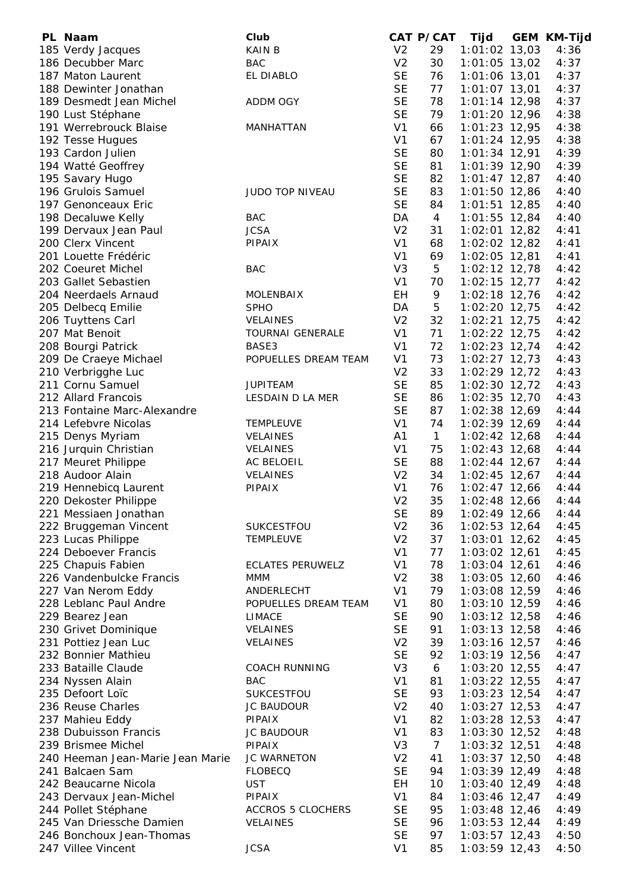| PL | Naam | Club | CAT | P/CAT | Tijd | GEM | KM-Tijd |
|---|---|---|---|---|---|---|---|
| 185 | Verdy Jacques | KAIN B | V2 | 29 | 1:01:02 | 13,03 | 4:36 |
| 186 | Decubber Marc | BAC | V2 | 30 | 1:01:05 | 13,02 | 4:37 |
| 187 | Maton Laurent | EL DIABLO | SE | 76 | 1:01:06 | 13,01 | 4:37 |
| 188 | Dewinter Jonathan | | SE | 77 | 1:01:07 | 13,01 | 4:37 |
| 189 | Desmedt Jean Michel | ADDM OGY | SE | 78 | 1:01:14 | 12,98 | 4:37 |
| 190 | Lust Stéphane | | SE | 79 | 1:01:20 | 12,96 | 4:38 |
| 191 | Werrebrouck Blaise | MANHATTAN | V1 | 66 | 1:01:23 | 12,95 | 4:38 |
| 192 | Tesse Hugues | | V1 | 67 | 1:01:24 | 12,95 | 4:38 |
| 193 | Cardon Julien | | SE | 80 | 1:01:34 | 12,91 | 4:39 |
| 194 | Watté Geoffrey | | SE | 81 | 1:01:39 | 12,90 | 4:39 |
| 195 | Savary Hugo | | SE | 82 | 1:01:47 | 12,87 | 4:40 |
| 196 | Grulois Samuel | JUDO TOP NIVEAU | SE | 83 | 1:01:50 | 12,86 | 4:40 |
| 197 | Genonceaux Eric | | SE | 84 | 1:01:51 | 12,85 | 4:40 |
| 198 | Decaluwe Kelly | BAC | DA | 4 | 1:01:55 | 12,84 | 4:40 |
| 199 | Dervaux Jean Paul | JCSA | V2 | 31 | 1:02:01 | 12,82 | 4:41 |
| 200 | Clerx Vincent | PIPAIX | V1 | 68 | 1:02:02 | 12,82 | 4:41 |
| 201 | Louette Frédéric | | V1 | 69 | 1:02:05 | 12,81 | 4:41 |
| 202 | Coeuret Michel | BAC | V3 | 5 | 1:02:12 | 12,78 | 4:42 |
| 203 | Gallet Sebastien | | V1 | 70 | 1:02:15 | 12,77 | 4:42 |
| 204 | Neerdaels Arnaud | MOLENBAIX | EH | 9 | 1:02:18 | 12,76 | 4:42 |
| 205 | Delbecq Emilie | SPHO | DA | 5 | 1:02:20 | 12,75 | 4:42 |
| 206 | Tuyttens Carl | VELAINES | V2 | 32 | 1:02:21 | 12,75 | 4:42 |
| 207 | Mat Benoit | TOURNAI GENERALE | V1 | 71 | 1:02:22 | 12,75 | 4:42 |
| 208 | Bourgi Patrick | BASE3 | V1 | 72 | 1:02:23 | 12,74 | 4:42 |
| 209 | De Craeye Michael | POPUELLES DREAM TEAM | V1 | 73 | 1:02:27 | 12,73 | 4:43 |
| 210 | Verbrigghe Luc | | V2 | 33 | 1:02:29 | 12,72 | 4:43 |
| 211 | Cornu Samuel | JUPITEAM | SE | 85 | 1:02:30 | 12,72 | 4:43 |
| 212 | Allard Francois | LESDAIN D LA MER | SE | 86 | 1:02:35 | 12,70 | 4:43 |
| 213 | Fontaine Marc-Alexandre | | SE | 87 | 1:02:38 | 12,69 | 4:44 |
| 214 | Lefebvre Nicolas | TEMPLEUVE | V1 | 74 | 1:02:39 | 12,69 | 4:44 |
| 215 | Denys Myriam | VELAINES | A1 | 1 | 1:02:42 | 12,68 | 4:44 |
| 216 | Jurquin Christian | VELAINES | V1 | 75 | 1:02:43 | 12,68 | 4:44 |
| 217 | Meuret Philippe | AC BELOEIL | SE | 88 | 1:02:44 | 12,67 | 4:44 |
| 218 | Audoor Alain | VELAINES | V2 | 34 | 1:02:45 | 12,67 | 4:44 |
| 219 | Hennebicq Laurent | PIPAIX | V1 | 76 | 1:02:47 | 12,66 | 4:44 |
| 220 | Dekoster Philippe | | V2 | 35 | 1:02:48 | 12,66 | 4:44 |
| 221 | Messiaen Jonathan | | SE | 89 | 1:02:49 | 12,66 | 4:44 |
| 222 | Bruggeman Vincent | SUKCESTFOU | V2 | 36 | 1:02:53 | 12,64 | 4:45 |
| 223 | Lucas Philippe | TEMPLEUVE | V2 | 37 | 1:03:01 | 12,62 | 4:45 |
| 224 | Deboever Francis | | V1 | 77 | 1:03:02 | 12,61 | 4:45 |
| 225 | Chapuis Fabien | ECLATES PERUWELZ | V1 | 78 | 1:03:04 | 12,61 | 4:46 |
| 226 | Vandenbulcke Francis | MMM | V2 | 38 | 1:03:05 | 12,60 | 4:46 |
| 227 | Van Nerom Eddy | ANDERLECHT | V1 | 79 | 1:03:08 | 12,59 | 4:46 |
| 228 | Leblanc Paul Andre | POPUELLES DREAM TEAM | V1 | 80 | 1:03:10 | 12,59 | 4:46 |
| 229 | Bearez Jean | LIMACE | SE | 90 | 1:03:12 | 12,58 | 4:46 |
| 230 | Grivet Dominique | VELAINES | SE | 91 | 1:03:13 | 12,58 | 4:46 |
| 231 | Pottiez Jean Luc | VELAINES | V2 | 39 | 1:03:16 | 12,57 | 4:46 |
| 232 | Bonnier Mathieu | | SE | 92 | 1:03:19 | 12,56 | 4:47 |
| 233 | Bataille Claude | COACH RUNNING | V3 | 6 | 1:03:20 | 12,55 | 4:47 |
| 234 | Nyssen Alain | BAC | V1 | 81 | 1:03:22 | 12,55 | 4:47 |
| 235 | Defoort Loïc | SUKCESTFOU | SE | 93 | 1:03:23 | 12,54 | 4:47 |
| 236 | Reuse Charles | JC BAUDOUR | V2 | 40 | 1:03:27 | 12,53 | 4:47 |
| 237 | Mahieu Eddy | PIPAIX | V1 | 82 | 1:03:28 | 12,53 | 4:47 |
| 238 | Dubuisson Francis | JC BAUDOUR | V1 | 83 | 1:03:30 | 12,52 | 4:48 |
| 239 | Brismee Michel | PIPAIX | V3 | 7 | 1:03:32 | 12,51 | 4:48 |
| 240 | Heeman Jean-Marie Jean Marie | JC WARNETON | V2 | 41 | 1:03:37 | 12,50 | 4:48 |
| 241 | Balcaen Sam | FLOBECQ | SE | 94 | 1:03:39 | 12,49 | 4:48 |
| 242 | Beaucarne Nicola | UST | EH | 10 | 1:03:40 | 12,49 | 4:48 |
| 243 | Dervaux Jean-Michel | PIPAIX | V1 | 84 | 1:03:46 | 12,47 | 4:49 |
| 244 | Pollet Stéphane | ACCROS 5 CLOCHERS | SE | 95 | 1:03:48 | 12,46 | 4:49 |
| 245 | Van Driessche Damien | VELAINES | SE | 96 | 1:03:53 | 12,44 | 4:49 |
| 246 | Bonchoux Jean-Thomas | | SE | 97 | 1:03:57 | 12,43 | 4:50 |
| 247 | Villee Vincent | JCSA | V1 | 85 | 1:03:59 | 12,43 | 4:50 |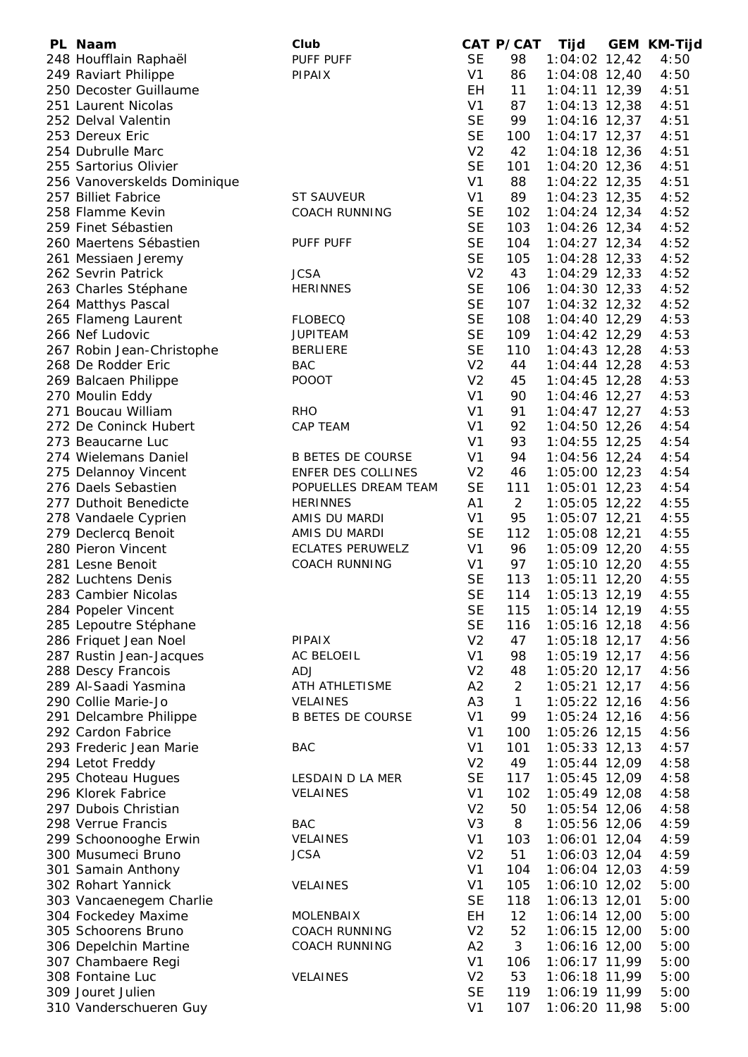| PL | Naam | Club | CAT | P/CAT | Tijd | GEM | KM-Tijd |
|---|---|---|---|---|---|---|---|
| 248 | Houfflain Raphaël | PUFF PUFF | SE | 98 | 1:04:02 | 12,42 | 4:50 |
| 249 | Raviart Philippe | PIPAIX | V1 | 86 | 1:04:08 | 12,40 | 4:50 |
| 250 | Decoster Guillaume | | EH | 11 | 1:04:11 | 12,39 | 4:51 |
| 251 | Laurent Nicolas | | V1 | 87 | 1:04:13 | 12,38 | 4:51 |
| 252 | Delval Valentin | | SE | 99 | 1:04:16 | 12,37 | 4:51 |
| 253 | Dereux Eric | | SE | 100 | 1:04:17 | 12,37 | 4:51 |
| 254 | Dubrulle Marc | | V2 | 42 | 1:04:18 | 12,36 | 4:51 |
| 255 | Sartorius Olivier | | SE | 101 | 1:04:20 | 12,36 | 4:51 |
| 256 | Vanoverskelds Dominique | | V1 | 88 | 1:04:22 | 12,35 | 4:51 |
| 257 | Billiet Fabrice | ST SAUVEUR | V1 | 89 | 1:04:23 | 12,35 | 4:52 |
| 258 | Flamme Kevin | COACH RUNNING | SE | 102 | 1:04:24 | 12,34 | 4:52 |
| 259 | Finet Sébastien | | SE | 103 | 1:04:26 | 12,34 | 4:52 |
| 260 | Maertens Sébastien | PUFF PUFF | SE | 104 | 1:04:27 | 12,34 | 4:52 |
| 261 | Messiaen Jeremy | | SE | 105 | 1:04:28 | 12,33 | 4:52 |
| 262 | Sevrin Patrick | JCSA | V2 | 43 | 1:04:29 | 12,33 | 4:52 |
| 263 | Charles Stéphane | HERINNES | SE | 106 | 1:04:30 | 12,33 | 4:52 |
| 264 | Matthys Pascal | | SE | 107 | 1:04:32 | 12,32 | 4:52 |
| 265 | Flameng Laurent | FLOBECQ | SE | 108 | 1:04:40 | 12,29 | 4:53 |
| 266 | Nef Ludovic | JUPITEAM | SE | 109 | 1:04:42 | 12,29 | 4:53 |
| 267 | Robin Jean-Christophe | BERLIERE | SE | 110 | 1:04:43 | 12,28 | 4:53 |
| 268 | De Rodder Eric | BAC | V2 | 44 | 1:04:44 | 12,28 | 4:53 |
| 269 | Balcaen Philippe | POOOT | V2 | 45 | 1:04:45 | 12,28 | 4:53 |
| 270 | Moulin Eddy | | V1 | 90 | 1:04:46 | 12,27 | 4:53 |
| 271 | Boucau William | RHO | V1 | 91 | 1:04:47 | 12,27 | 4:53 |
| 272 | De Coninck Hubert | CAP TEAM | V1 | 92 | 1:04:50 | 12,26 | 4:54 |
| 273 | Beaucarne Luc | | V1 | 93 | 1:04:55 | 12,25 | 4:54 |
| 274 | Wielemans Daniel | B BETES DE COURSE | V1 | 94 | 1:04:56 | 12,24 | 4:54 |
| 275 | Delannoy Vincent | ENFER DES COLLINES | V2 | 46 | 1:05:00 | 12,23 | 4:54 |
| 276 | Daels Sebastien | POPUELLES DREAM TEAM | SE | 111 | 1:05:01 | 12,23 | 4:54 |
| 277 | Duthoit Benedicte | HERINNES | A1 | 2 | 1:05:05 | 12,22 | 4:55 |
| 278 | Vandaele Cyprien | AMIS DU MARDI | V1 | 95 | 1:05:07 | 12,21 | 4:55 |
| 279 | Declercq Benoit | AMIS DU MARDI | SE | 112 | 1:05:08 | 12,21 | 4:55 |
| 280 | Pieron Vincent | ECLATES PERUWELZ | V1 | 96 | 1:05:09 | 12,20 | 4:55 |
| 281 | Lesne Benoit | COACH RUNNING | V1 | 97 | 1:05:10 | 12,20 | 4:55 |
| 282 | Luchtens Denis | | SE | 113 | 1:05:11 | 12,20 | 4:55 |
| 283 | Cambier Nicolas | | SE | 114 | 1:05:13 | 12,19 | 4:55 |
| 284 | Popeler Vincent | | SE | 115 | 1:05:14 | 12,19 | 4:55 |
| 285 | Lepoutre Stéphane | | SE | 116 | 1:05:16 | 12,18 | 4:56 |
| 286 | Friquet Jean Noel | PIPAIX | V2 | 47 | 1:05:18 | 12,17 | 4:56 |
| 287 | Rustin Jean-Jacques | AC BELOEIL | V1 | 98 | 1:05:19 | 12,17 | 4:56 |
| 288 | Descy Francois | ADJ | V2 | 48 | 1:05:20 | 12,17 | 4:56 |
| 289 | Al-Saadi Yasmina | ATH ATHLETISME | A2 | 2 | 1:05:21 | 12,17 | 4:56 |
| 290 | Collie Marie-Jo | VELAINES | A3 | 1 | 1:05:22 | 12,16 | 4:56 |
| 291 | Delcambre Philippe | B BETES DE COURSE | V1 | 99 | 1:05:24 | 12,16 | 4:56 |
| 292 | Cardon Fabrice | | V1 | 100 | 1:05:26 | 12,15 | 4:56 |
| 293 | Frederic Jean Marie | BAC | V1 | 101 | 1:05:33 | 12,13 | 4:57 |
| 294 | Letot Freddy | | V2 | 49 | 1:05:44 | 12,09 | 4:58 |
| 295 | Choteau Hugues | LESDAIN D LA MER | SE | 117 | 1:05:45 | 12,09 | 4:58 |
| 296 | Klorek Fabrice | VELAINES | V1 | 102 | 1:05:49 | 12,08 | 4:58 |
| 297 | Dubois Christian | | V2 | 50 | 1:05:54 | 12,06 | 4:58 |
| 298 | Verrue Francis | BAC | V3 | 8 | 1:05:56 | 12,06 | 4:59 |
| 299 | Schoonooghe Erwin | VELAINES | V1 | 103 | 1:06:01 | 12,04 | 4:59 |
| 300 | Musumeci Bruno | JCSA | V2 | 51 | 1:06:03 | 12,04 | 4:59 |
| 301 | Samain Anthony | | V1 | 104 | 1:06:04 | 12,03 | 4:59 |
| 302 | Rohart Yannick | VELAINES | V1 | 105 | 1:06:10 | 12,02 | 5:00 |
| 303 | Vancaenegem Charlie | | SE | 118 | 1:06:13 | 12,01 | 5:00 |
| 304 | Fockedey Maxime | MOLENBAIX | EH | 12 | 1:06:14 | 12,00 | 5:00 |
| 305 | Schoorens Bruno | COACH RUNNING | V2 | 52 | 1:06:15 | 12,00 | 5:00 |
| 306 | Depelchin Martine | COACH RUNNING | A2 | 3 | 1:06:16 | 12,00 | 5:00 |
| 307 | Chambaere Regi | | V1 | 106 | 1:06:17 | 11,99 | 5:00 |
| 308 | Fontaine Luc | VELAINES | V2 | 53 | 1:06:18 | 11,99 | 5:00 |
| 309 | Jouret Julien | | SE | 119 | 1:06:19 | 11,99 | 5:00 |
| 310 | Vanderschueren Guy | | V1 | 107 | 1:06:20 | 11,98 | 5:00 |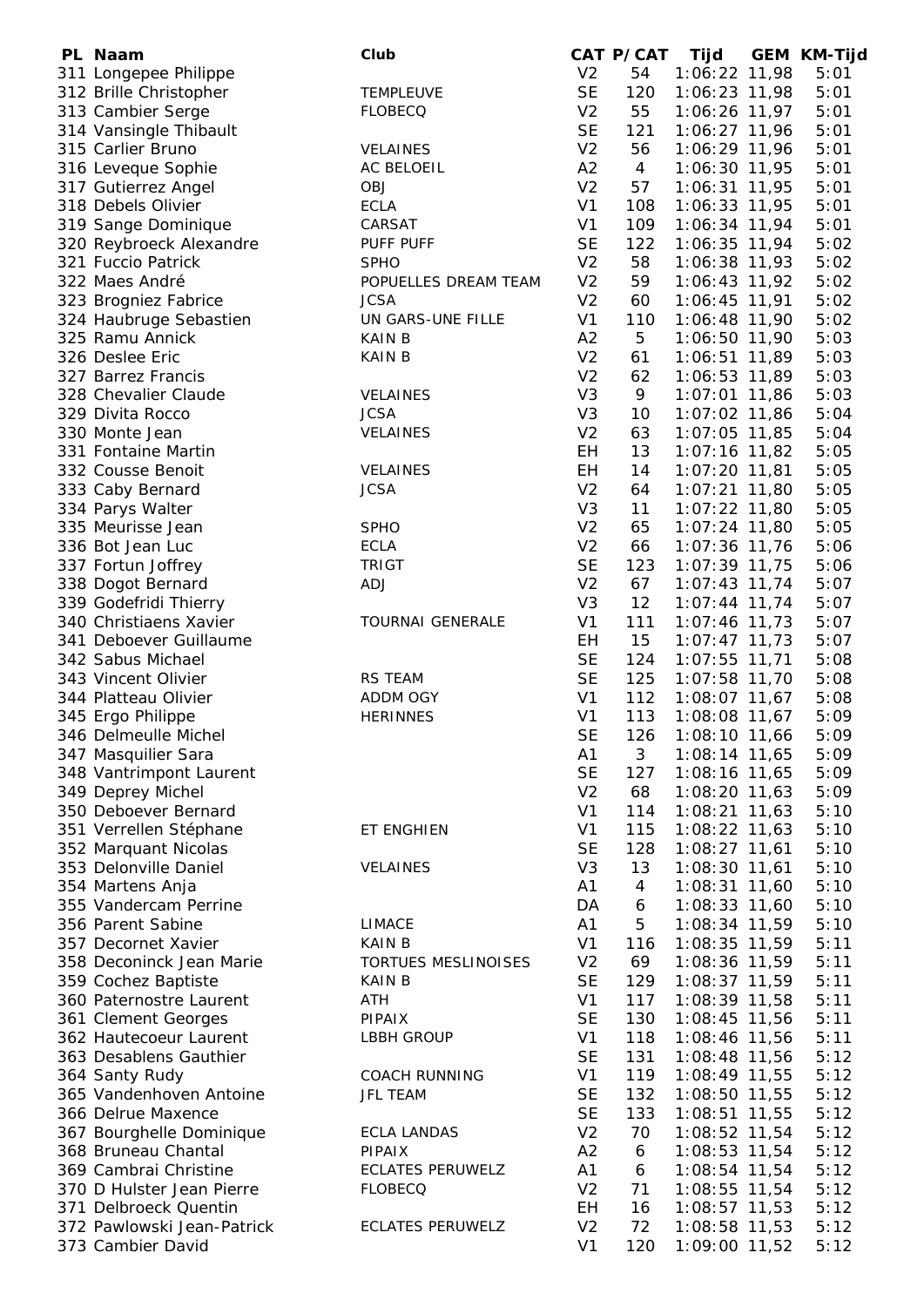| PL | Naam | Club | CAT | P/CAT | Tijd | GEM | KM-Tijd |
|---|---|---|---|---|---|---|---|
| 311 | Longepee Philippe | | V2 | 54 | 1:06:22 | 11,98 | 5:01 |
| 312 | Brille Christopher | TEMPLEUVE | SE | 120 | 1:06:23 | 11,98 | 5:01 |
| 313 | Cambier Serge | FLOBECQ | V2 | 55 | 1:06:26 | 11,97 | 5:01 |
| 314 | Vansingle Thibault | | SE | 121 | 1:06:27 | 11,96 | 5:01 |
| 315 | Carlier Bruno | VELAINES | V2 | 56 | 1:06:29 | 11,96 | 5:01 |
| 316 | Leveque Sophie | AC BELOEIL | A2 | 4 | 1:06:30 | 11,95 | 5:01 |
| 317 | Gutierrez Angel | OBJ | V2 | 57 | 1:06:31 | 11,95 | 5:01 |
| 318 | Debels Olivier | ECLA | V1 | 108 | 1:06:33 | 11,95 | 5:01 |
| 319 | Sange Dominique | CARSAT | V1 | 109 | 1:06:34 | 11,94 | 5:01 |
| 320 | Reybroeck Alexandre | PUFF PUFF | SE | 122 | 1:06:35 | 11,94 | 5:02 |
| 321 | Fuccio Patrick | SPHO | V2 | 58 | 1:06:38 | 11,93 | 5:02 |
| 322 | Maes André | POPUELLES DREAM TEAM | V2 | 59 | 1:06:43 | 11,92 | 5:02 |
| 323 | Brogniez Fabrice | JCSA | V2 | 60 | 1:06:45 | 11,91 | 5:02 |
| 324 | Haubruge Sebastien | UN GARS-UNE FILLE | V1 | 110 | 1:06:48 | 11,90 | 5:02 |
| 325 | Ramu Annick | KAIN B | A2 | 5 | 1:06:50 | 11,90 | 5:03 |
| 326 | Deslee Eric | KAIN B | V2 | 61 | 1:06:51 | 11,89 | 5:03 |
| 327 | Barrez Francis | | V2 | 62 | 1:06:53 | 11,89 | 5:03 |
| 328 | Chevalier Claude | VELAINES | V3 | 9 | 1:07:01 | 11,86 | 5:03 |
| 329 | Divita Rocco | JCSA | V3 | 10 | 1:07:02 | 11,86 | 5:04 |
| 330 | Monte Jean | VELAINES | V2 | 63 | 1:07:05 | 11,85 | 5:04 |
| 331 | Fontaine Martin | | EH | 13 | 1:07:16 | 11,82 | 5:05 |
| 332 | Cousse Benoit | VELAINES | EH | 14 | 1:07:20 | 11,81 | 5:05 |
| 333 | Caby Bernard | JCSA | V2 | 64 | 1:07:21 | 11,80 | 5:05 |
| 334 | Parys Walter | | V3 | 11 | 1:07:22 | 11,80 | 5:05 |
| 335 | Meurisse Jean | SPHO | V2 | 65 | 1:07:24 | 11,80 | 5:05 |
| 336 | Bot Jean Luc | ECLA | V2 | 66 | 1:07:36 | 11,76 | 5:06 |
| 337 | Fortun Joffrey | TRIGT | SE | 123 | 1:07:39 | 11,75 | 5:06 |
| 338 | Dogot Bernard | ADJ | V2 | 67 | 1:07:43 | 11,74 | 5:07 |
| 339 | Godefridi Thierry | | V3 | 12 | 1:07:44 | 11,74 | 5:07 |
| 340 | Christiaens Xavier | TOURNAI GENERALE | V1 | 111 | 1:07:46 | 11,73 | 5:07 |
| 341 | Deboever Guillaume | | EH | 15 | 1:07:47 | 11,73 | 5:07 |
| 342 | Sabus Michael | | SE | 124 | 1:07:55 | 11,71 | 5:08 |
| 343 | Vincent Olivier | RS TEAM | SE | 125 | 1:07:58 | 11,70 | 5:08 |
| 344 | Platteau Olivier | ADDM OGY | V1 | 112 | 1:08:07 | 11,67 | 5:08 |
| 345 | Ergo Philippe | HERINNES | V1 | 113 | 1:08:08 | 11,67 | 5:09 |
| 346 | Delmeulle Michel | | SE | 126 | 1:08:10 | 11,66 | 5:09 |
| 347 | Masquilier Sara | | A1 | 3 | 1:08:14 | 11,65 | 5:09 |
| 348 | Vantrimpont Laurent | | SE | 127 | 1:08:16 | 11,65 | 5:09 |
| 349 | Deprey Michel | | V2 | 68 | 1:08:20 | 11,63 | 5:09 |
| 350 | Deboever Bernard | | V1 | 114 | 1:08:21 | 11,63 | 5:10 |
| 351 | Verrellen Stéphane | ET ENGHIEN | V1 | 115 | 1:08:22 | 11,63 | 5:10 |
| 352 | Marquant Nicolas | | SE | 128 | 1:08:27 | 11,61 | 5:10 |
| 353 | Delonville Daniel | VELAINES | V3 | 13 | 1:08:30 | 11,61 | 5:10 |
| 354 | Martens Anja | | A1 | 4 | 1:08:31 | 11,60 | 5:10 |
| 355 | Vandercam Perrine | | DA | 6 | 1:08:33 | 11,60 | 5:10 |
| 356 | Parent Sabine | LIMACE | A1 | 5 | 1:08:34 | 11,59 | 5:10 |
| 357 | Decornet Xavier | KAIN B | V1 | 116 | 1:08:35 | 11,59 | 5:11 |
| 358 | Deconinck Jean Marie | TORTUES MESLINOISES | V2 | 69 | 1:08:36 | 11,59 | 5:11 |
| 359 | Cochez Baptiste | KAIN B | SE | 129 | 1:08:37 | 11,59 | 5:11 |
| 360 | Paternostre Laurent | ATH | V1 | 117 | 1:08:39 | 11,58 | 5:11 |
| 361 | Clement Georges | PIPAIX | SE | 130 | 1:08:45 | 11,56 | 5:11 |
| 362 | Hautecoeur Laurent | LBBH GROUP | V1 | 118 | 1:08:46 | 11,56 | 5:11 |
| 363 | Desablens Gauthier | | SE | 131 | 1:08:48 | 11,56 | 5:12 |
| 364 | Santy Rudy | COACH RUNNING | V1 | 119 | 1:08:49 | 11,55 | 5:12 |
| 365 | Vandenhoven Antoine | JFL TEAM | SE | 132 | 1:08:50 | 11,55 | 5:12 |
| 366 | Delrue Maxence | | SE | 133 | 1:08:51 | 11,55 | 5:12 |
| 367 | Bourghelle Dominique | ECLA LANDAS | V2 | 70 | 1:08:52 | 11,54 | 5:12 |
| 368 | Bruneau Chantal | PIPAIX | A2 | 6 | 1:08:53 | 11,54 | 5:12 |
| 369 | Cambrai Christine | ECLATES PERUWELZ | A1 | 6 | 1:08:54 | 11,54 | 5:12 |
| 370 | D Hulster Jean Pierre | FLOBECQ | V2 | 71 | 1:08:55 | 11,54 | 5:12 |
| 371 | Delbroeck Quentin | | EH | 16 | 1:08:57 | 11,53 | 5:12 |
| 372 | Pawlowski Jean-Patrick | ECLATES PERUWELZ | V2 | 72 | 1:08:58 | 11,53 | 5:12 |
| 373 | Cambier David | | V1 | 120 | 1:09:00 | 11,52 | 5:12 |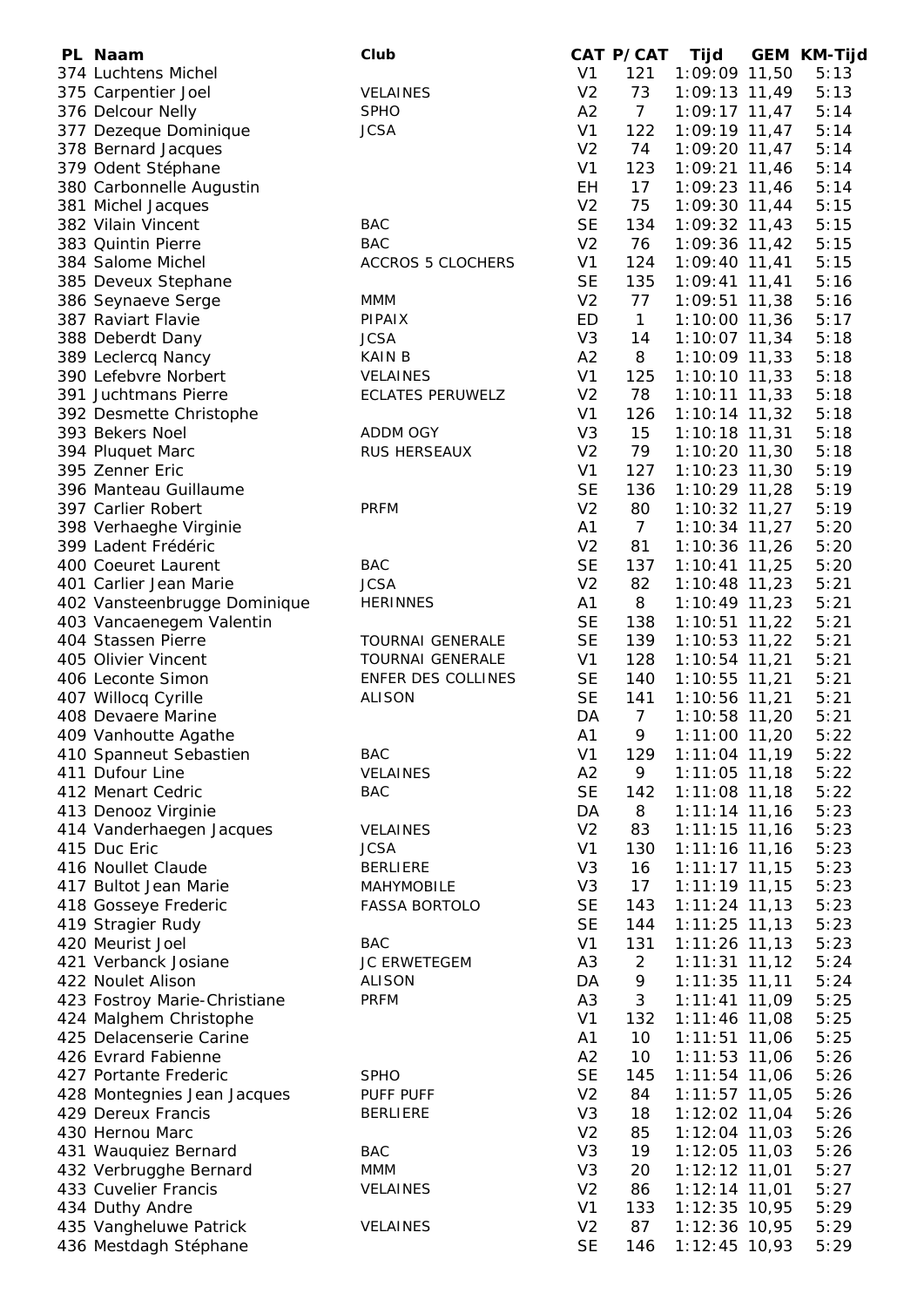| PL | Naam | Club | CAT | P/CAT | Tijd | GEM | KM-Tijd |
|---|---|---|---|---|---|---|---|
| 374 | Luchtens Michel | | V1 | 121 | 1:09:09 | 11,50 | 5:13 |
| 375 | Carpentier Joel | VELAINES | V2 | 73 | 1:09:13 | 11,49 | 5:13 |
| 376 | Delcour Nelly | SPHO | A2 | 7 | 1:09:17 | 11,47 | 5:14 |
| 377 | Dezeque Dominique | JCSA | V1 | 122 | 1:09:19 | 11,47 | 5:14 |
| 378 | Bernard Jacques | | V2 | 74 | 1:09:20 | 11,47 | 5:14 |
| 379 | Odent Stéphane | | V1 | 123 | 1:09:21 | 11,46 | 5:14 |
| 380 | Carbonnelle Augustin | | EH | 17 | 1:09:23 | 11,46 | 5:14 |
| 381 | Michel Jacques | | V2 | 75 | 1:09:30 | 11,44 | 5:15 |
| 382 | Vilain Vincent | BAC | SE | 134 | 1:09:32 | 11,43 | 5:15 |
| 383 | Quintin Pierre | BAC | V2 | 76 | 1:09:36 | 11,42 | 5:15 |
| 384 | Salome Michel | ACCROS 5 CLOCHERS | V1 | 124 | 1:09:40 | 11,41 | 5:15 |
| 385 | Deveux Stephane | | SE | 135 | 1:09:41 | 11,41 | 5:16 |
| 386 | Seynaeve Serge | MMM | V2 | 77 | 1:09:51 | 11,38 | 5:16 |
| 387 | Raviart Flavie | PIPAIX | ED | 1 | 1:10:00 | 11,36 | 5:17 |
| 388 | Deberdt Dany | JCSA | V3 | 14 | 1:10:07 | 11,34 | 5:18 |
| 389 | Leclercq Nancy | KAIN B | A2 | 8 | 1:10:09 | 11,33 | 5:18 |
| 390 | Lefebvre Norbert | VELAINES | V1 | 125 | 1:10:10 | 11,33 | 5:18 |
| 391 | Juchtmans Pierre | ECLATES PERUWELZ | V2 | 78 | 1:10:11 | 11,33 | 5:18 |
| 392 | Desmette Christophe | | V1 | 126 | 1:10:14 | 11,32 | 5:18 |
| 393 | Bekers Noel | ADDM OGY | V3 | 15 | 1:10:18 | 11,31 | 5:18 |
| 394 | Pluquet Marc | RUS HERSEAUX | V2 | 79 | 1:10:20 | 11,30 | 5:18 |
| 395 | Zenner Eric | | V1 | 127 | 1:10:23 | 11,30 | 5:19 |
| 396 | Manteau Guillaume | | SE | 136 | 1:10:29 | 11,28 | 5:19 |
| 397 | Carlier Robert | PRFM | V2 | 80 | 1:10:32 | 11,27 | 5:19 |
| 398 | Verhaeghe Virginie | | A1 | 7 | 1:10:34 | 11,27 | 5:20 |
| 399 | Ladent Frédéric | | V2 | 81 | 1:10:36 | 11,26 | 5:20 |
| 400 | Coeuret Laurent | BAC | SE | 137 | 1:10:41 | 11,25 | 5:20 |
| 401 | Carlier Jean Marie | JCSA | V2 | 82 | 1:10:48 | 11,23 | 5:21 |
| 402 | Vansteenbrugge Dominique | HERINNES | A1 | 8 | 1:10:49 | 11,23 | 5:21 |
| 403 | Vancaenegem Valentin | | SE | 138 | 1:10:51 | 11,22 | 5:21 |
| 404 | Stassen Pierre | TOURNAI GENERALE | SE | 139 | 1:10:53 | 11,22 | 5:21 |
| 405 | Olivier Vincent | TOURNAI GENERALE | V1 | 128 | 1:10:54 | 11,21 | 5:21 |
| 406 | Leconte Simon | ENFER DES COLLINES | SE | 140 | 1:10:55 | 11,21 | 5:21 |
| 407 | Willocq Cyrille | ALISON | SE | 141 | 1:10:56 | 11,21 | 5:21 |
| 408 | Devaere Marine | | DA | 7 | 1:10:58 | 11,20 | 5:21 |
| 409 | Vanhoutte Agathe | | A1 | 9 | 1:11:00 | 11,20 | 5:22 |
| 410 | Spanneut Sebastien | BAC | V1 | 129 | 1:11:04 | 11,19 | 5:22 |
| 411 | Dufour Line | VELAINES | A2 | 9 | 1:11:05 | 11,18 | 5:22 |
| 412 | Menart Cedric | BAC | SE | 142 | 1:11:08 | 11,18 | 5:22 |
| 413 | Denooz Virginie | | DA | 8 | 1:11:14 | 11,16 | 5:23 |
| 414 | Vanderhaegen Jacques | VELAINES | V2 | 83 | 1:11:15 | 11,16 | 5:23 |
| 415 | Duc Eric | JCSA | V1 | 130 | 1:11:16 | 11,16 | 5:23 |
| 416 | Noullet Claude | BERLIERE | V3 | 16 | 1:11:17 | 11,15 | 5:23 |
| 417 | Bultot Jean Marie | MAHYMOBILE | V3 | 17 | 1:11:19 | 11,15 | 5:23 |
| 418 | Gosseye Frederic | FASSA BORTOLO | SE | 143 | 1:11:24 | 11,13 | 5:23 |
| 419 | Stragier Rudy | | SE | 144 | 1:11:25 | 11,13 | 5:23 |
| 420 | Meurist Joel | BAC | V1 | 131 | 1:11:26 | 11,13 | 5:23 |
| 421 | Verbanck Josiane | JC ERWETEGEM | A3 | 2 | 1:11:31 | 11,12 | 5:24 |
| 422 | Noulet Alison | ALISON | DA | 9 | 1:11:35 | 11,11 | 5:24 |
| 423 | Fostroy Marie-Christiane | PRFM | A3 | 3 | 1:11:41 | 11,09 | 5:25 |
| 424 | Malghem Christophe | | V1 | 132 | 1:11:46 | 11,08 | 5:25 |
| 425 | Delacenserie Carine | | A1 | 10 | 1:11:51 | 11,06 | 5:25 |
| 426 | Evrard Fabienne | | A2 | 10 | 1:11:53 | 11,06 | 5:26 |
| 427 | Portante Frederic | SPHO | SE | 145 | 1:11:54 | 11,06 | 5:26 |
| 428 | Montegnies Jean Jacques | PUFF PUFF | V2 | 84 | 1:11:57 | 11,05 | 5:26 |
| 429 | Dereux Francis | BERLIERE | V3 | 18 | 1:12:02 | 11,04 | 5:26 |
| 430 | Hernou Marc | | V2 | 85 | 1:12:04 | 11,03 | 5:26 |
| 431 | Wauquiez Bernard | BAC | V3 | 19 | 1:12:05 | 11,03 | 5:26 |
| 432 | Verbrugghe Bernard | MMM | V3 | 20 | 1:12:12 | 11,01 | 5:27 |
| 433 | Cuvelier Francis | VELAINES | V2 | 86 | 1:12:14 | 11,01 | 5:27 |
| 434 | Duthy Andre | | V1 | 133 | 1:12:35 | 10,95 | 5:29 |
| 435 | Vangheluwe Patrick | VELAINES | V2 | 87 | 1:12:36 | 10,95 | 5:29 |
| 436 | Mestdagh Stéphane | | SE | 146 | 1:12:45 | 10,93 | 5:29 |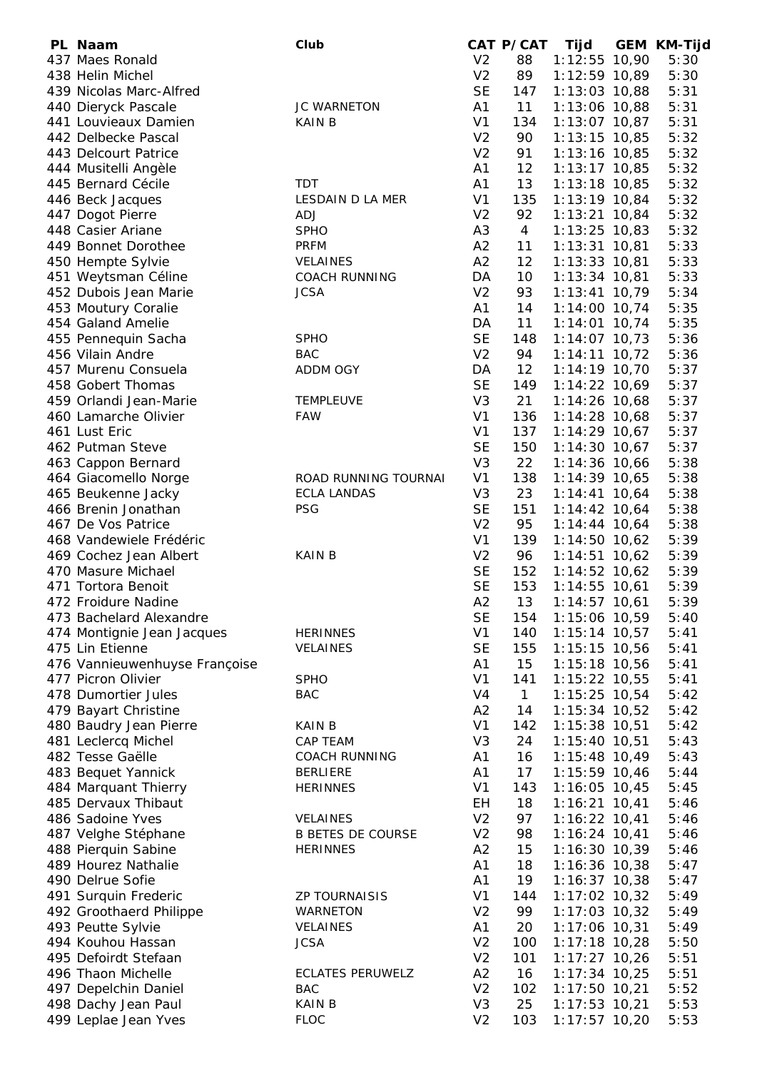| PL | Naam | Club | CAT | P/CAT | Tijd | GEM | KM-Tijd |
|---|---|---|---|---|---|---|---|
| 437 | Maes Ronald | | V2 | 88 | 1:12:55 | 10,90 | 5:30 |
| 438 | Helin Michel | | V2 | 89 | 1:12:59 | 10,89 | 5:30 |
| 439 | Nicolas Marc-Alfred | | SE | 147 | 1:13:03 | 10,88 | 5:31 |
| 440 | Dieryck Pascale | JC WARNETON | A1 | 11 | 1:13:06 | 10,88 | 5:31 |
| 441 | Louvieaux Damien | KAIN B | V1 | 134 | 1:13:07 | 10,87 | 5:31 |
| 442 | Delbecke Pascal | | V2 | 90 | 1:13:15 | 10,85 | 5:32 |
| 443 | Delcourt Patrice | | V2 | 91 | 1:13:16 | 10,85 | 5:32 |
| 444 | Musitelli Angèle | | A1 | 12 | 1:13:17 | 10,85 | 5:32 |
| 445 | Bernard Cécile | TDT | A1 | 13 | 1:13:18 | 10,85 | 5:32 |
| 446 | Beck Jacques | LESDAIN D LA MER | V1 | 135 | 1:13:19 | 10,84 | 5:32 |
| 447 | Dogot Pierre | ADJ | V2 | 92 | 1:13:21 | 10,84 | 5:32 |
| 448 | Casier Ariane | SPHO | A3 | 4 | 1:13:25 | 10,83 | 5:32 |
| 449 | Bonnet Dorothee | PRFM | A2 | 11 | 1:13:31 | 10,81 | 5:33 |
| 450 | Hempte Sylvie | VELAINES | A2 | 12 | 1:13:33 | 10,81 | 5:33 |
| 451 | Weytsman Céline | COACH RUNNING | DA | 10 | 1:13:34 | 10,81 | 5:33 |
| 452 | Dubois Jean Marie | JCSA | V2 | 93 | 1:13:41 | 10,79 | 5:34 |
| 453 | Moutury Coralie | | A1 | 14 | 1:14:00 | 10,74 | 5:35 |
| 454 | Galand Amelie | | DA | 11 | 1:14:01 | 10,74 | 5:35 |
| 455 | Pennequin Sacha | SPHO | SE | 148 | 1:14:07 | 10,73 | 5:36 |
| 456 | Vilain Andre | BAC | V2 | 94 | 1:14:11 | 10,72 | 5:36 |
| 457 | Murenu Consuela | ADDM OGY | DA | 12 | 1:14:19 | 10,70 | 5:37 |
| 458 | Gobert Thomas | | SE | 149 | 1:14:22 | 10,69 | 5:37 |
| 459 | Orlandi Jean-Marie | TEMPLEUVE | V3 | 21 | 1:14:26 | 10,68 | 5:37 |
| 460 | Lamarche Olivier | FAW | V1 | 136 | 1:14:28 | 10,68 | 5:37 |
| 461 | Lust Eric | | V1 | 137 | 1:14:29 | 10,67 | 5:37 |
| 462 | Putman Steve | | SE | 150 | 1:14:30 | 10,67 | 5:37 |
| 463 | Cappon Bernard | | V3 | 22 | 1:14:36 | 10,66 | 5:38 |
| 464 | Giacomello Norge | ROAD RUNNING TOURNAI | V1 | 138 | 1:14:39 | 10,65 | 5:38 |
| 465 | Beukenne Jacky | ECLA LANDAS | V3 | 23 | 1:14:41 | 10,64 | 5:38 |
| 466 | Brenin Jonathan | PSG | SE | 151 | 1:14:42 | 10,64 | 5:38 |
| 467 | De Vos Patrice | | V2 | 95 | 1:14:44 | 10,64 | 5:38 |
| 468 | Vandewiele Frédéric | | V1 | 139 | 1:14:50 | 10,62 | 5:39 |
| 469 | Cochez Jean Albert | KAIN B | V2 | 96 | 1:14:51 | 10,62 | 5:39 |
| 470 | Masure Michael | | SE | 152 | 1:14:52 | 10,62 | 5:39 |
| 471 | Tortora Benoit | | SE | 153 | 1:14:55 | 10,61 | 5:39 |
| 472 | Froidure Nadine | | A2 | 13 | 1:14:57 | 10,61 | 5:39 |
| 473 | Bachelard Alexandre | | SE | 154 | 1:15:06 | 10,59 | 5:40 |
| 474 | Montignie Jean Jacques | HERINNES | V1 | 140 | 1:15:14 | 10,57 | 5:41 |
| 475 | Lin Etienne | VELAINES | SE | 155 | 1:15:15 | 10,56 | 5:41 |
| 476 | Vannieuwenhuyse Françoise | | A1 | 15 | 1:15:18 | 10,56 | 5:41 |
| 477 | Picron Olivier | SPHO | V1 | 141 | 1:15:22 | 10,55 | 5:41 |
| 478 | Dumortier Jules | BAC | V4 | 1 | 1:15:25 | 10,54 | 5:42 |
| 479 | Bayart Christine | | A2 | 14 | 1:15:34 | 10,52 | 5:42 |
| 480 | Baudry Jean Pierre | KAIN B | V1 | 142 | 1:15:38 | 10,51 | 5:42 |
| 481 | Leclercq Michel | CAP TEAM | V3 | 24 | 1:15:40 | 10,51 | 5:43 |
| 482 | Tesse Gaëlle | COACH RUNNING | A1 | 16 | 1:15:48 | 10,49 | 5:43 |
| 483 | Bequet Yannick | BERLIERE | A1 | 17 | 1:15:59 | 10,46 | 5:44 |
| 484 | Marquant Thierry | HERINNES | V1 | 143 | 1:16:05 | 10,45 | 5:45 |
| 485 | Dervaux Thibaut | | EH | 18 | 1:16:21 | 10,41 | 5:46 |
| 486 | Sadoine Yves | VELAINES | V2 | 97 | 1:16:22 | 10,41 | 5:46 |
| 487 | Velghe Stéphane | B BETES DE COURSE | V2 | 98 | 1:16:24 | 10,41 | 5:46 |
| 488 | Pierquin Sabine | HERINNES | A2 | 15 | 1:16:30 | 10,39 | 5:46 |
| 489 | Hourez Nathalie | | A1 | 18 | 1:16:36 | 10,38 | 5:47 |
| 490 | Delrue Sofie | | A1 | 19 | 1:16:37 | 10,38 | 5:47 |
| 491 | Surquin Frederic | ZP TOURNAISIS | V1 | 144 | 1:17:02 | 10,32 | 5:49 |
| 492 | Groothaerd Philippe | WARNETON | V2 | 99 | 1:17:03 | 10,32 | 5:49 |
| 493 | Peutte Sylvie | VELAINES | A1 | 20 | 1:17:06 | 10,31 | 5:49 |
| 494 | Kouhou Hassan | JCSA | V2 | 100 | 1:17:18 | 10,28 | 5:50 |
| 495 | Defoirdt Stefaan | | V2 | 101 | 1:17:27 | 10,26 | 5:51 |
| 496 | Thaon Michelle | ECLATES PERUWELZ | A2 | 16 | 1:17:34 | 10,25 | 5:51 |
| 497 | Depelchin Daniel | BAC | V2 | 102 | 1:17:50 | 10,21 | 5:52 |
| 498 | Dachy Jean Paul | KAIN B | V3 | 25 | 1:17:53 | 10,21 | 5:53 |
| 499 | Leplae Jean Yves | FLOC | V2 | 103 | 1:17:57 | 10,20 | 5:53 |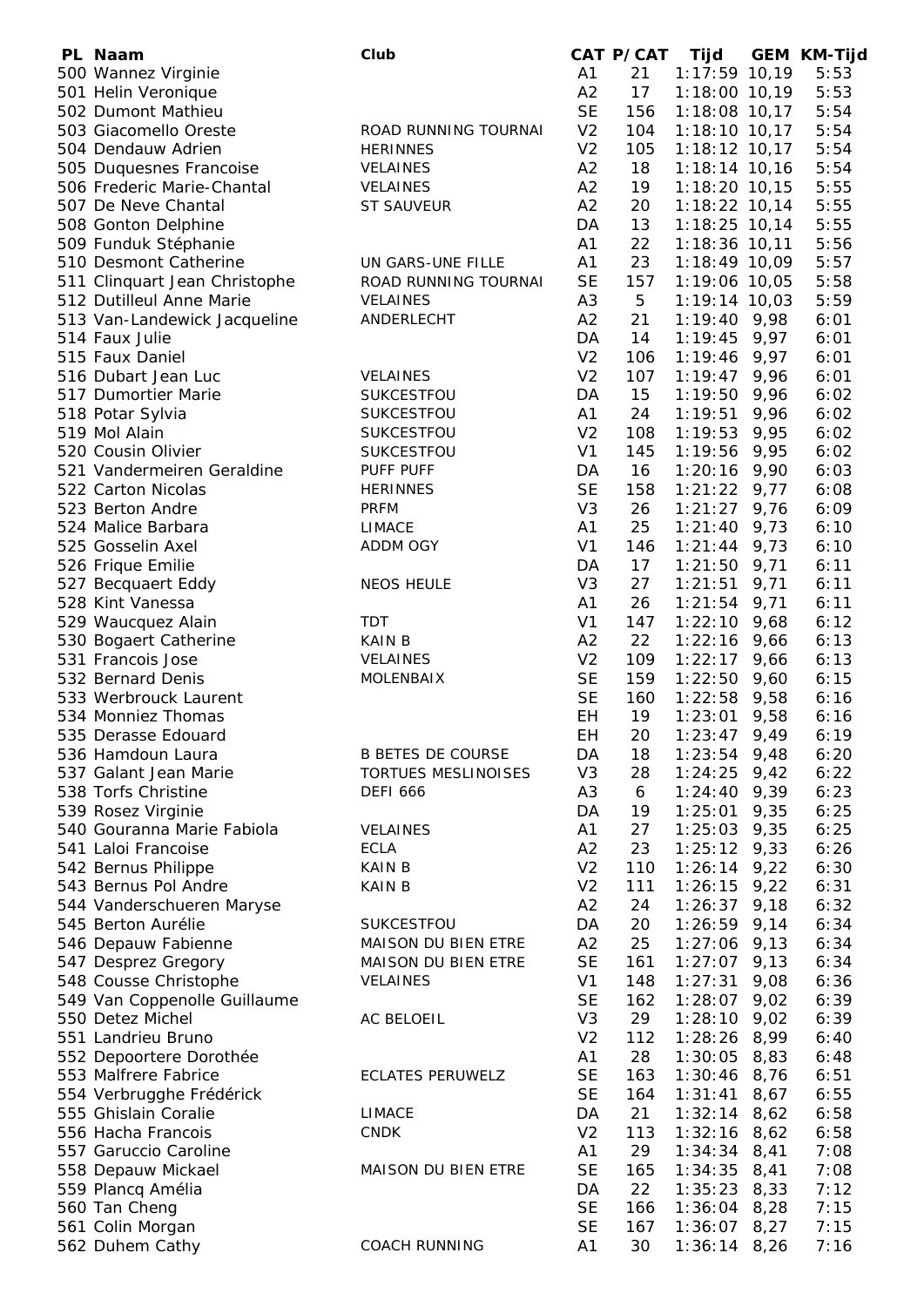| PL | Naam | Club | CAT | P/CAT | Tijd | GEM | KM-Tijd |
|---|---|---|---|---|---|---|---|
| 500 | Wannez Virginie | | A1 | 21 | 1:17:59 | 10,19 | 5:53 |
| 501 | Helin Veronique | | A2 | 17 | 1:18:00 | 10,19 | 5:53 |
| 502 | Dumont Mathieu | | SE | 156 | 1:18:08 | 10,17 | 5:54 |
| 503 | Giacomello Oreste | ROAD RUNNING TOURNAI | V2 | 104 | 1:18:10 | 10,17 | 5:54 |
| 504 | Dendauw Adrien | HERINNES | V2 | 105 | 1:18:12 | 10,17 | 5:54 |
| 505 | Duquesnes Francoise | VELAINES | A2 | 18 | 1:18:14 | 10,16 | 5:54 |
| 506 | Frederic Marie-Chantal | VELAINES | A2 | 19 | 1:18:20 | 10,15 | 5:55 |
| 507 | De Neve Chantal | ST SAUVEUR | A2 | 20 | 1:18:22 | 10,14 | 5:55 |
| 508 | Gonton Delphine | | DA | 13 | 1:18:25 | 10,14 | 5:55 |
| 509 | Funduk Stéphanie | | A1 | 22 | 1:18:36 | 10,11 | 5:56 |
| 510 | Desmont Catherine | UN GARS-UNE FILLE | A1 | 23 | 1:18:49 | 10,09 | 5:57 |
| 511 | Clinquart Jean Christophe | ROAD RUNNING TOURNAI | SE | 157 | 1:19:06 | 10,05 | 5:58 |
| 512 | Dutilleul Anne Marie | VELAINES | A3 | 5 | 1:19:14 | 10,03 | 5:59 |
| 513 | Van-Landewick Jacqueline | ANDERLECHT | A2 | 21 | 1:19:40 | 9,98 | 6:01 |
| 514 | Faux Julie | | DA | 14 | 1:19:45 | 9,97 | 6:01 |
| 515 | Faux Daniel | | V2 | 106 | 1:19:46 | 9,97 | 6:01 |
| 516 | Dubart Jean Luc | VELAINES | V2 | 107 | 1:19:47 | 9,96 | 6:01 |
| 517 | Dumortier Marie | SUKCESTFOU | DA | 15 | 1:19:50 | 9,96 | 6:02 |
| 518 | Potar Sylvia | SUKCESTFOU | A1 | 24 | 1:19:51 | 9,96 | 6:02 |
| 519 | Mol Alain | SUKCESTFOU | V2 | 108 | 1:19:53 | 9,95 | 6:02 |
| 520 | Cousin Olivier | SUKCESTFOU | V1 | 145 | 1:19:56 | 9,95 | 6:02 |
| 521 | Vandermeiren Geraldine | PUFF PUFF | DA | 16 | 1:20:16 | 9,90 | 6:03 |
| 522 | Carton Nicolas | HERINNES | SE | 158 | 1:21:22 | 9,77 | 6:08 |
| 523 | Berton Andre | PRFM | V3 | 26 | 1:21:27 | 9,76 | 6:09 |
| 524 | Malice Barbara | LIMACE | A1 | 25 | 1:21:40 | 9,73 | 6:10 |
| 525 | Gosselin Axel | ADDM OGY | V1 | 146 | 1:21:44 | 9,73 | 6:10 |
| 526 | Frique Emilie | | DA | 17 | 1:21:50 | 9,71 | 6:11 |
| 527 | Becquaert Eddy | NEOS HEULE | V3 | 27 | 1:21:51 | 9,71 | 6:11 |
| 528 | Kint Vanessa | | A1 | 26 | 1:21:54 | 9,71 | 6:11 |
| 529 | Waucquez Alain | TDT | V1 | 147 | 1:22:10 | 9,68 | 6:12 |
| 530 | Bogaert Catherine | KAIN B | A2 | 22 | 1:22:16 | 9,66 | 6:13 |
| 531 | Francois Jose | VELAINES | V2 | 109 | 1:22:17 | 9,66 | 6:13 |
| 532 | Bernard Denis | MOLENBAIX | SE | 159 | 1:22:50 | 9,60 | 6:15 |
| 533 | Werbrouck Laurent | | SE | 160 | 1:22:58 | 9,58 | 6:16 |
| 534 | Monniez Thomas | | EH | 19 | 1:23:01 | 9,58 | 6:16 |
| 535 | Derasse Edouard | | EH | 20 | 1:23:47 | 9,49 | 6:19 |
| 536 | Hamdoun Laura | B BETES DE COURSE | DA | 18 | 1:23:54 | 9,48 | 6:20 |
| 537 | Galant Jean Marie | TORTUES MESLINOISES | V3 | 28 | 1:24:25 | 9,42 | 6:22 |
| 538 | Torfs Christine | DEFI 666 | A3 | 6 | 1:24:40 | 9,39 | 6:23 |
| 539 | Rosez Virginie | | DA | 19 | 1:25:01 | 9,35 | 6:25 |
| 540 | Gouranna Marie Fabiola | VELAINES | A1 | 27 | 1:25:03 | 9,35 | 6:25 |
| 541 | Laloi Francoise | ECLA | A2 | 23 | 1:25:12 | 9,33 | 6:26 |
| 542 | Bernus Philippe | KAIN B | V2 | 110 | 1:26:14 | 9,22 | 6:30 |
| 543 | Bernus Pol Andre | KAIN B | V2 | 111 | 1:26:15 | 9,22 | 6:31 |
| 544 | Vanderschueren Maryse | | A2 | 24 | 1:26:37 | 9,18 | 6:32 |
| 545 | Berton Aurélie | SUKCESTFOU | DA | 20 | 1:26:59 | 9,14 | 6:34 |
| 546 | Depauw Fabienne | MAISON DU BIEN ETRE | A2 | 25 | 1:27:06 | 9,13 | 6:34 |
| 547 | Desprez Gregory | MAISON DU BIEN ETRE | SE | 161 | 1:27:07 | 9,13 | 6:34 |
| 548 | Cousse Christophe | VELAINES | V1 | 148 | 1:27:31 | 9,08 | 6:36 |
| 549 | Van Coppenolle Guillaume | | SE | 162 | 1:28:07 | 9,02 | 6:39 |
| 550 | Detez Michel | AC BELOEIL | V3 | 29 | 1:28:10 | 9,02 | 6:39 |
| 551 | Landrieu Bruno | | V2 | 112 | 1:28:26 | 8,99 | 6:40 |
| 552 | Depoortere Dorothée | | A1 | 28 | 1:30:05 | 8,83 | 6:48 |
| 553 | Malfrere Fabrice | ECLATES PERUWELZ | SE | 163 | 1:30:46 | 8,76 | 6:51 |
| 554 | Verbrugghe Frédérick | | SE | 164 | 1:31:41 | 8,67 | 6:55 |
| 555 | Ghislain Coralie | LIMACE | DA | 21 | 1:32:14 | 8,62 | 6:58 |
| 556 | Hacha Francois | CNDK | V2 | 113 | 1:32:16 | 8,62 | 6:58 |
| 557 | Garuccio Caroline | | A1 | 29 | 1:34:34 | 8,41 | 7:08 |
| 558 | Depauw Mickael | MAISON DU BIEN ETRE | SE | 165 | 1:34:35 | 8,41 | 7:08 |
| 559 | Plancq Amélia | | DA | 22 | 1:35:23 | 8,33 | 7:12 |
| 560 | Tan Cheng | | SE | 166 | 1:36:04 | 8,28 | 7:15 |
| 561 | Colin Morgan | | SE | 167 | 1:36:07 | 8,27 | 7:15 |
| 562 | Duhem Cathy | COACH RUNNING | A1 | 30 | 1:36:14 | 8,26 | 7:16 |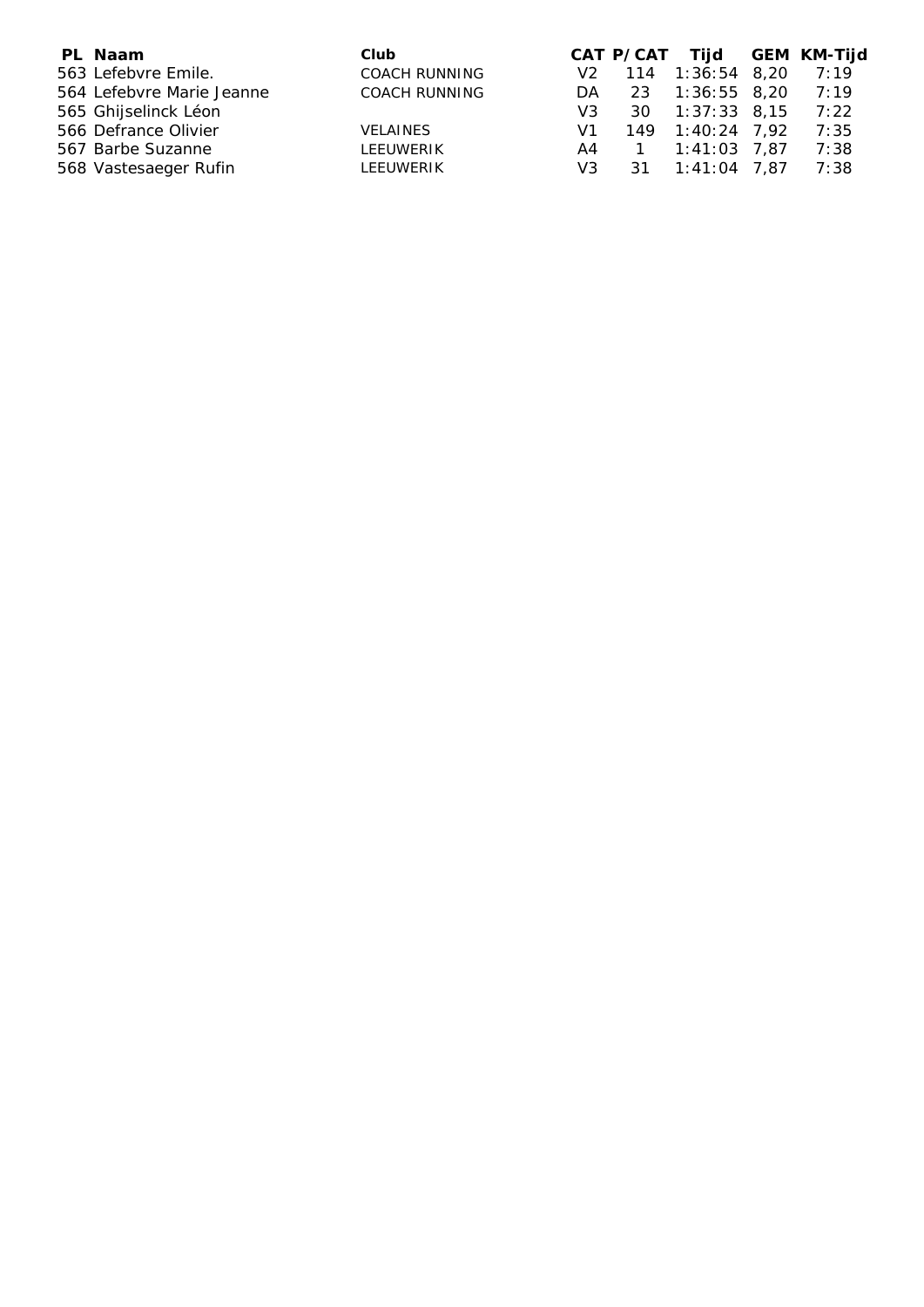| PL | Naam | Club | CAT | P/CAT | Tijd | GEM | KM-Tijd |
|---|---|---|---|---|---|---|---|
| 563 | Lefebvre Emile. | COACH RUNNING | V2 | 114 | 1:36:54 | 8,20 | 7:19 |
| 564 | Lefebvre Marie Jeanne | COACH RUNNING | DA | 23 | 1:36:55 | 8,20 | 7:19 |
| 565 | Ghijselinck Léon | | V3 | 30 | 1:37:33 | 8,15 | 7:22 |
| 566 | Defrance Olivier | VELAINES | V1 | 149 | 1:40:24 | 7,92 | 7:35 |
| 567 | Barbe Suzanne | LEEUWERIK | A4 | 1 | 1:41:03 | 7,87 | 7:38 |
| 568 | Vastesaeger Rufin | LEEUWERIK | V3 | 31 | 1:41:04 | 7,87 | 7:38 |